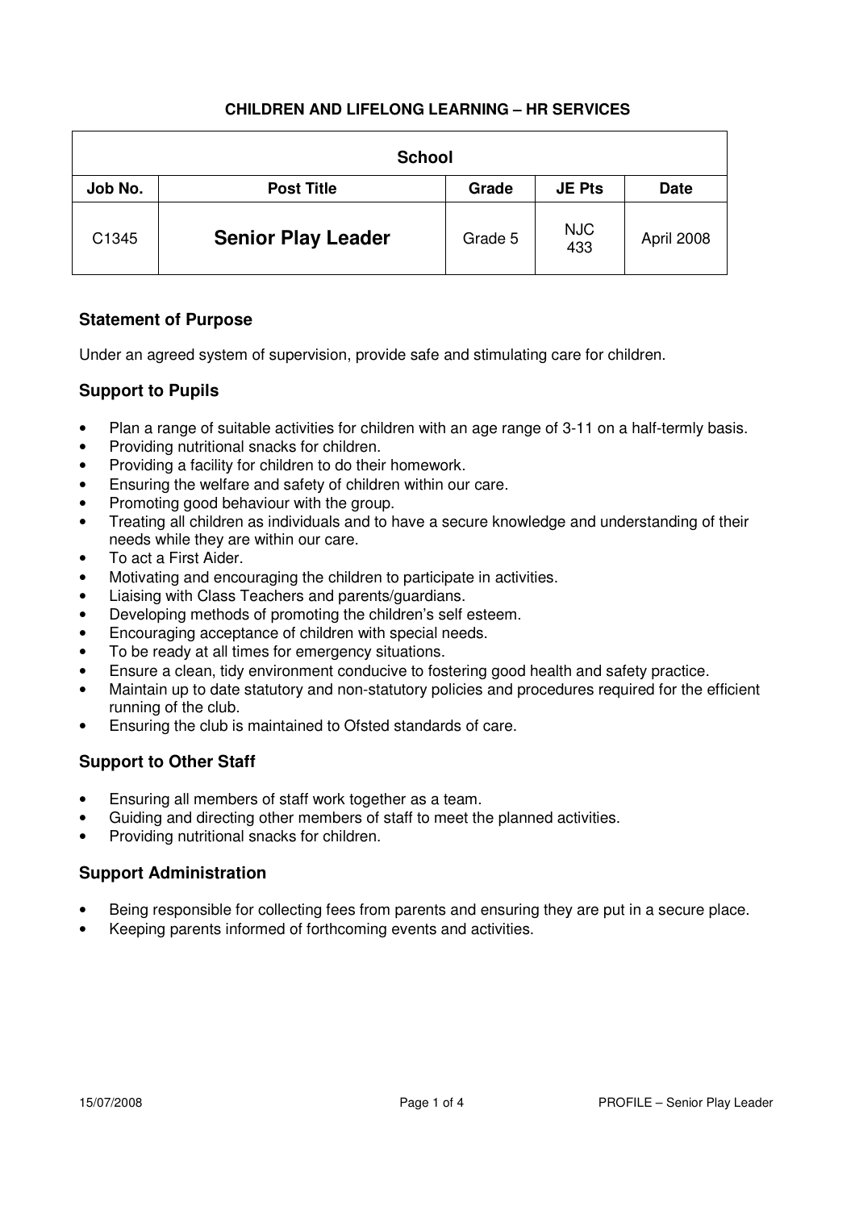**CHILDREN AND LIFELONG LEARNING – HR SERVICES**

| School | | | | |
|---|---|---|---|---|
| **Job No.** | **Post Title** | **Grade** | **JE Pts** | **Date** |
| C1345 | **Senior Play Leader** | Grade 5 | NJC 433 | April 2008 |

## Statement of Purpose

Under an agreed system of supervision, provide safe and stimulating care for children.

## Support to Pupils

- Plan a range of suitable activities for children with an age range of 3-11 on a half-termly basis.
- Providing nutritional snacks for children.
- Providing a facility for children to do their homework.
- Ensuring the welfare and safety of children within our care.
- Promoting good behaviour with the group.
- Treating all children as individuals and to have a secure knowledge and understanding of their needs while they are within our care.
- To act a First Aider.
- Motivating and encouraging the children to participate in activities.
- Liaising with Class Teachers and parents/guardians.
- Developing methods of promoting the children's self esteem.
- Encouraging acceptance of children with special needs.
- To be ready at all times for emergency situations.
- Ensure a clean, tidy environment conducive to fostering good health and safety practice.
- Maintain up to date statutory and non-statutory policies and procedures required for the efficient running of the club.
- Ensuring the club is maintained to Ofsted standards of care.

## Support to Other Staff

- Ensuring all members of staff work together as a team.
- Guiding and directing other members of staff to meet the planned activities.
- Providing nutritional snacks for children.

## Support Administration

- Being responsible for collecting fees from parents and ensuring they are put in a secure place.
- Keeping parents informed of forthcoming events and activities.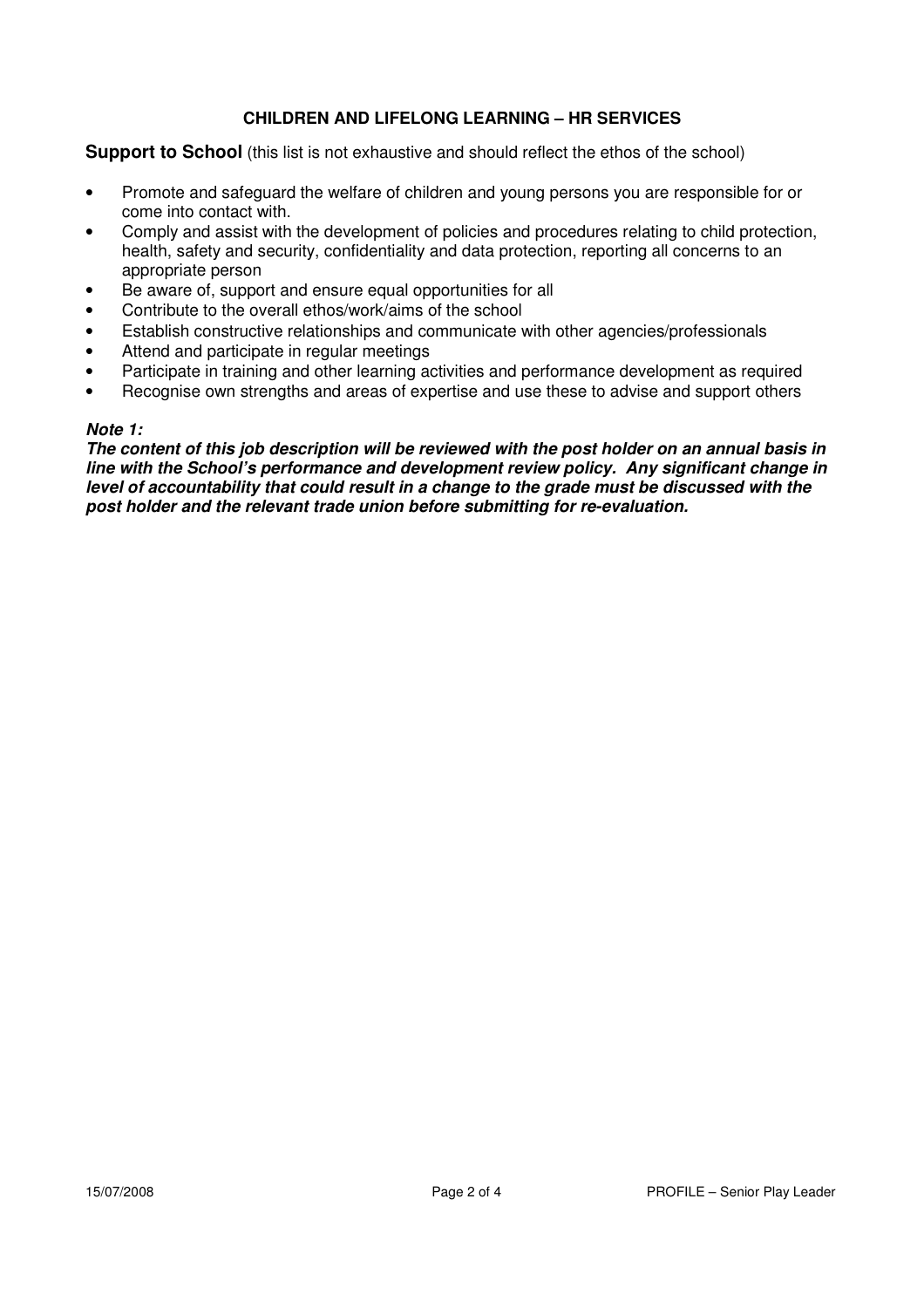**CHILDREN AND LIFELONG LEARNING – HR SERVICES**

**Support to School** (this list is not exhaustive and should reflect the ethos of the school)

- Promote and safeguard the welfare of children and young persons you are responsible for or come into contact with.
- Comply and assist with the development of policies and procedures relating to child protection, health, safety and security, confidentiality and data protection, reporting all concerns to an appropriate person
- Be aware of, support and ensure equal opportunities for all
- Contribute to the overall ethos/work/aims of the school
- Establish constructive relationships and communicate with other agencies/professionals
- Attend and participate in regular meetings
- Participate in training and other learning activities and performance development as required
- Recognise own strengths and areas of expertise and use these to advise and support others

***Note 1:***
***The content of this job description will be reviewed with the post holder on an annual basis in line with the School's performance and development review policy. Any significant change in level of accountability that could result in a change to the grade must be discussed with the post holder and the relevant trade union before submitting for re-evaluation.***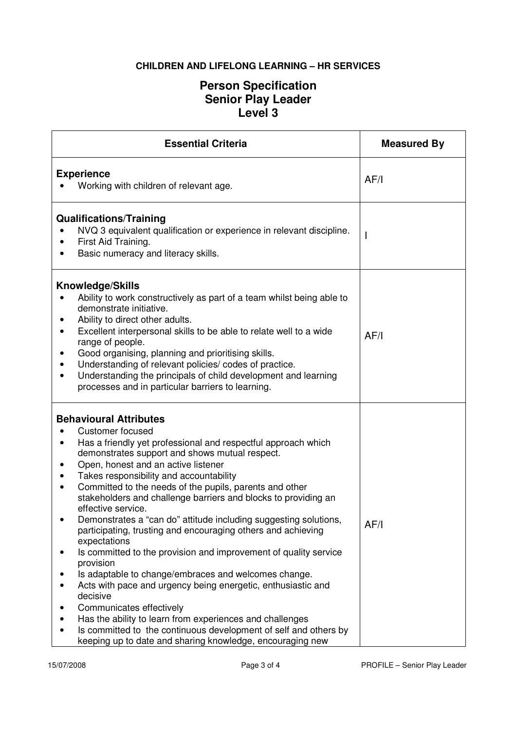**CHILDREN AND LIFELONG LEARNING – HR SERVICES**

# Person Specification
# Senior Play Leader
# Level 3

| Essential Criteria | Measured By |
|---|---|
| **Experience**<br>• Working with children of relevant age. | AF/I |
| **Qualifications/Training**<br>• NVQ 3 equivalent qualification or experience in relevant discipline.<br>• First Aid Training.<br>• Basic numeracy and literacy skills. | I |
| **Knowledge/Skills**<br>• Ability to work constructively as part of a team whilst being able to demonstrate initiative.<br>• Ability to direct other adults.<br>• Excellent interpersonal skills to be able to relate well to a wide range of people.<br>• Good organising, planning and prioritising skills.<br>• Understanding of relevant policies/ codes of practice.<br>• Understanding the principals of child development and learning processes and in particular barriers to learning. | AF/I |
| **Behavioural Attributes**<br>• Customer focused<br>• Has a friendly yet professional and respectful approach which demonstrates support and shows mutual respect.<br>• Open, honest and an active listener<br>• Takes responsibility and accountability<br>• Committed to the needs of the pupils, parents and other stakeholders and challenge barriers and blocks to providing an effective service.<br>• Demonstrates a "can do" attitude including suggesting solutions, participating, trusting and encouraging others and achieving expectations<br>• Is committed to the provision and improvement of quality service provision<br>• Is adaptable to change/embraces and welcomes change.<br>• Acts with pace and urgency being energetic, enthusiastic and decisive<br>• Communicates effectively<br>• Has the ability to learn from experiences and challenges<br>• Is committed to the continuous development of self and others by keeping up to date and sharing knowledge, encouraging new | AF/I |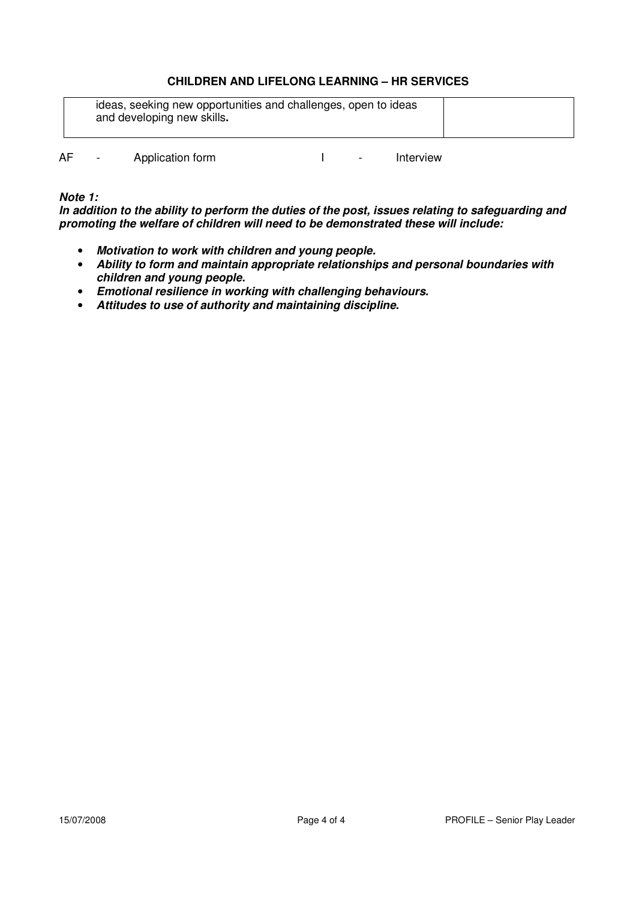| | |
|---|---|
| ideas, seeking new opportunities and challenges, open to ideas and developing new skills**.** | |

AF - Application form I - Interview

***Note 1:***

***In addition to the ability to perform the duties of the post, issues relating to safeguarding and promoting the welfare of children will need to be demonstrated these will include:***

- ***Motivation to work with children and young people.***
- ***Ability to form and maintain appropriate relationships and personal boundaries with children and young people.***
- ***Emotional resilience in working with challenging behaviours.***
- ***Attitudes to use of authority and maintaining discipline.***